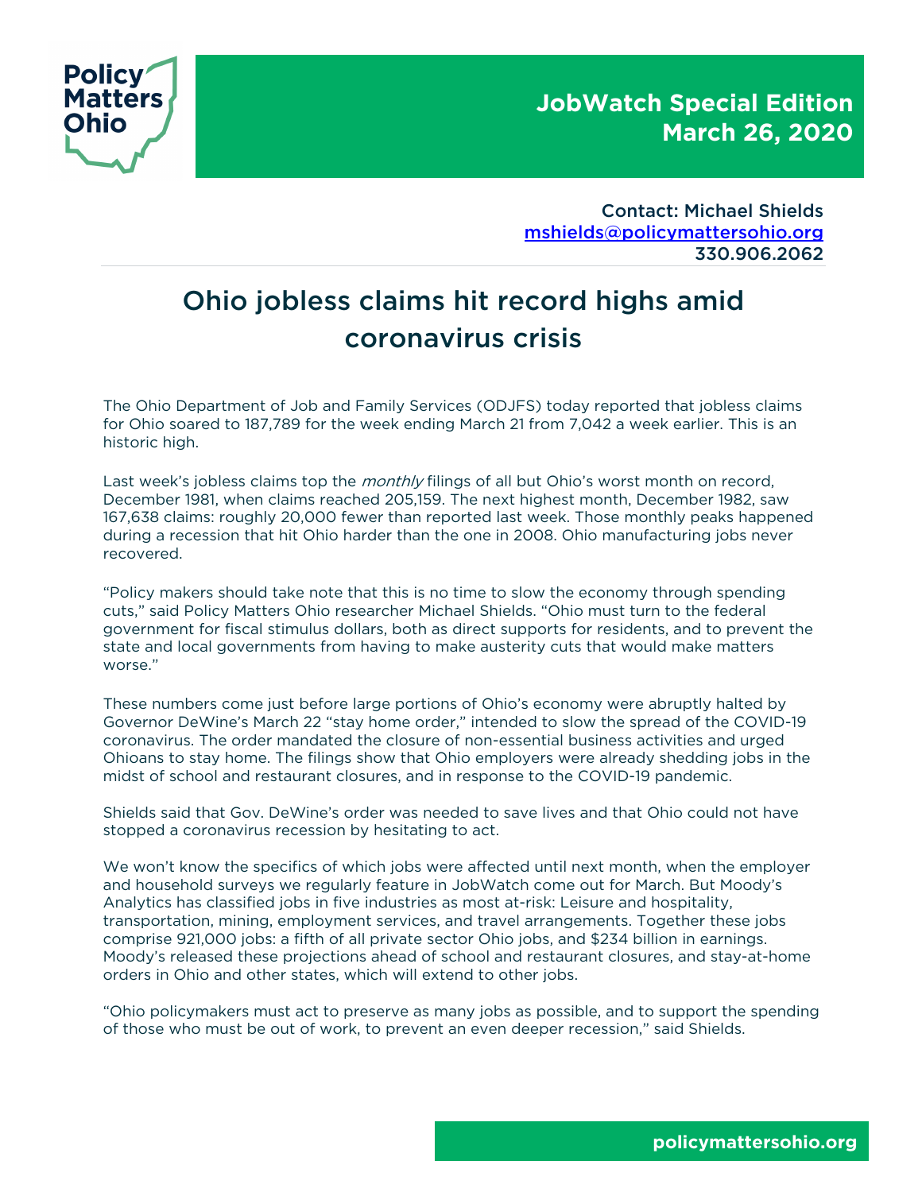Policy Matters Ohio

**JobWatch Special Edition**
**March 26, 2020**

Contact: Michael Shields
mshields@policymattersohio.org
330.906.2062

# Ohio jobless claims hit record highs amid coronavirus crisis

The Ohio Department of Job and Family Services (ODJFS) today reported that jobless claims for Ohio soared to 187,789 for the week ending March 21 from 7,042 a week earlier. This is an historic high.

Last week's jobless claims top the *monthly* filings of all but Ohio's worst month on record, December 1981, when claims reached 205,159. The next highest month, December 1982, saw 167,638 claims: roughly 20,000 fewer than reported last week. Those monthly peaks happened during a recession that hit Ohio harder than the one in 2008. Ohio manufacturing jobs never recovered.

"Policy makers should take note that this is no time to slow the economy through spending cuts," said Policy Matters Ohio researcher Michael Shields. "Ohio must turn to the federal government for fiscal stimulus dollars, both as direct supports for residents, and to prevent the state and local governments from having to make austerity cuts that would make matters worse."

These numbers come just before large portions of Ohio's economy were abruptly halted by Governor DeWine's March 22 "stay home order," intended to slow the spread of the COVID-19 coronavirus. The order mandated the closure of non-essential business activities and urged Ohioans to stay home. The filings show that Ohio employers were already shedding jobs in the midst of school and restaurant closures, and in response to the COVID-19 pandemic.

Shields said that Gov. DeWine's order was needed to save lives and that Ohio could not have stopped a coronavirus recession by hesitating to act.

We won't know the specifics of which jobs were affected until next month, when the employer and household surveys we regularly feature in JobWatch come out for March. But Moody's Analytics has classified jobs in five industries as most at-risk: Leisure and hospitality, transportation, mining, employment services, and travel arrangements. Together these jobs comprise 921,000 jobs: a fifth of all private sector Ohio jobs, and $234 billion in earnings. Moody's released these projections ahead of school and restaurant closures, and stay-at-home orders in Ohio and other states, which will extend to other jobs.

"Ohio policymakers must act to preserve as many jobs as possible, and to support the spending of those who must be out of work, to prevent an even deeper recession," said Shields.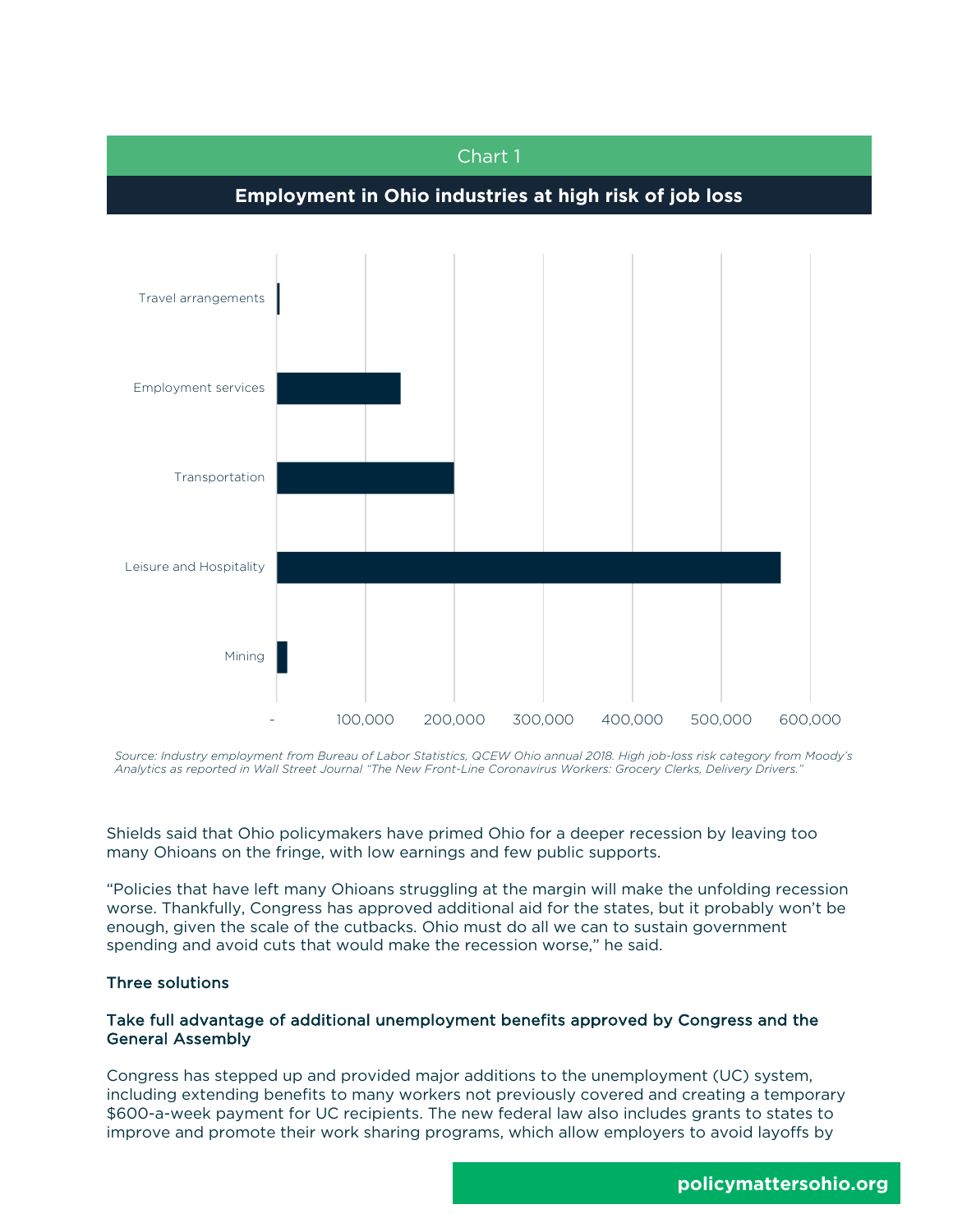Chart 1

**Employment in Ohio industries at high risk of job loss**

Travel arrangements

Employment services

Transportation

Leisure and Hospitality

Mining

- 100,000 200,000 300,000 400,000 500,000 600,000

*Source: Industry employment from Bureau of Labor Statistics, QCEW Ohio annual 2018. High job-loss risk category from Moody's Analytics as reported in Wall Street Journal "The New Front-Line Coronavirus Workers: Grocery Clerks, Delivery Drivers."*

Shields said that Ohio policymakers have primed Ohio for a deeper recession by leaving too many Ohioans on the fringe, with low earnings and few public supports.

"Policies that have left many Ohioans struggling at the margin will make the unfolding recession worse. Thankfully, Congress has approved additional aid for the states, but it probably won't be enough, given the scale of the cutbacks. Ohio must do all we can to sustain government spending and avoid cuts that would make the recession worse," he said.

### Three solutions

#### Take full advantage of additional unemployment benefits approved by Congress and the General Assembly

Congress has stepped up and provided major additions to the unemployment (UC) system, including extending benefits to many workers not previously covered and creating a temporary $600-a-week payment for UC recipients. The new federal law also includes grants to states to improve and promote their work sharing programs, which allow employers to avoid layoffs by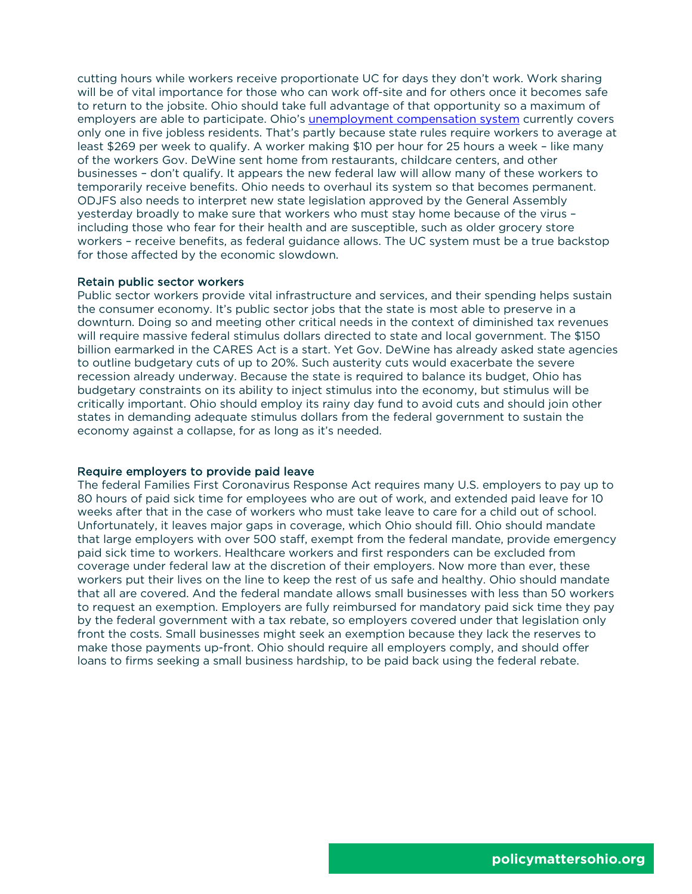cutting hours while workers receive proportionate UC for days they don't work. Work sharing will be of vital importance for those who can work off-site and for others once it becomes safe to return to the jobsite. Ohio should take full advantage of that opportunity so a maximum of employers are able to participate. Ohio's [unemployment compensation system](unemployment compensation system) currently covers only one in five jobless residents. That's partly because state rules require workers to average at least $269 per week to qualify. A worker making $10 per hour for 25 hours a week – like many of the workers Gov. DeWine sent home from restaurants, childcare centers, and other businesses – don't qualify. It appears the new federal law will allow many of these workers to temporarily receive benefits. Ohio needs to overhaul its system so that becomes permanent. ODJFS also needs to interpret new state legislation approved by the General Assembly yesterday broadly to make sure that workers who must stay home because of the virus – including those who fear for their health and are susceptible, such as older grocery store workers – receive benefits, as federal guidance allows. The UC system must be a true backstop for those affected by the economic slowdown.

### Retain public sector workers

Public sector workers provide vital infrastructure and services, and their spending helps sustain the consumer economy. It's public sector jobs that the state is most able to preserve in a downturn. Doing so and meeting other critical needs in the context of diminished tax revenues will require massive federal stimulus dollars directed to state and local government. The $150 billion earmarked in the CARES Act is a start. Yet Gov. DeWine has already asked state agencies to outline budgetary cuts of up to 20%. Such austerity cuts would exacerbate the severe recession already underway. Because the state is required to balance its budget, Ohio has budgetary constraints on its ability to inject stimulus into the economy, but stimulus will be critically important. Ohio should employ its rainy day fund to avoid cuts and should join other states in demanding adequate stimulus dollars from the federal government to sustain the economy against a collapse, for as long as it's needed.

### Require employers to provide paid leave

The federal Families First Coronavirus Response Act requires many U.S. employers to pay up to 80 hours of paid sick time for employees who are out of work, and extended paid leave for 10 weeks after that in the case of workers who must take leave to care for a child out of school. Unfortunately, it leaves major gaps in coverage, which Ohio should fill. Ohio should mandate that large employers with over 500 staff, exempt from the federal mandate, provide emergency paid sick time to workers. Healthcare workers and first responders can be excluded from coverage under federal law at the discretion of their employers. Now more than ever, these workers put their lives on the line to keep the rest of us safe and healthy. Ohio should mandate that all are covered. And the federal mandate allows small businesses with less than 50 workers to request an exemption. Employers are fully reimbursed for mandatory paid sick time they pay by the federal government with a tax rebate, so employers covered under that legislation only front the costs. Small businesses might seek an exemption because they lack the reserves to make those payments up-front. Ohio should require all employers comply, and should offer loans to firms seeking a small business hardship, to be paid back using the federal rebate.